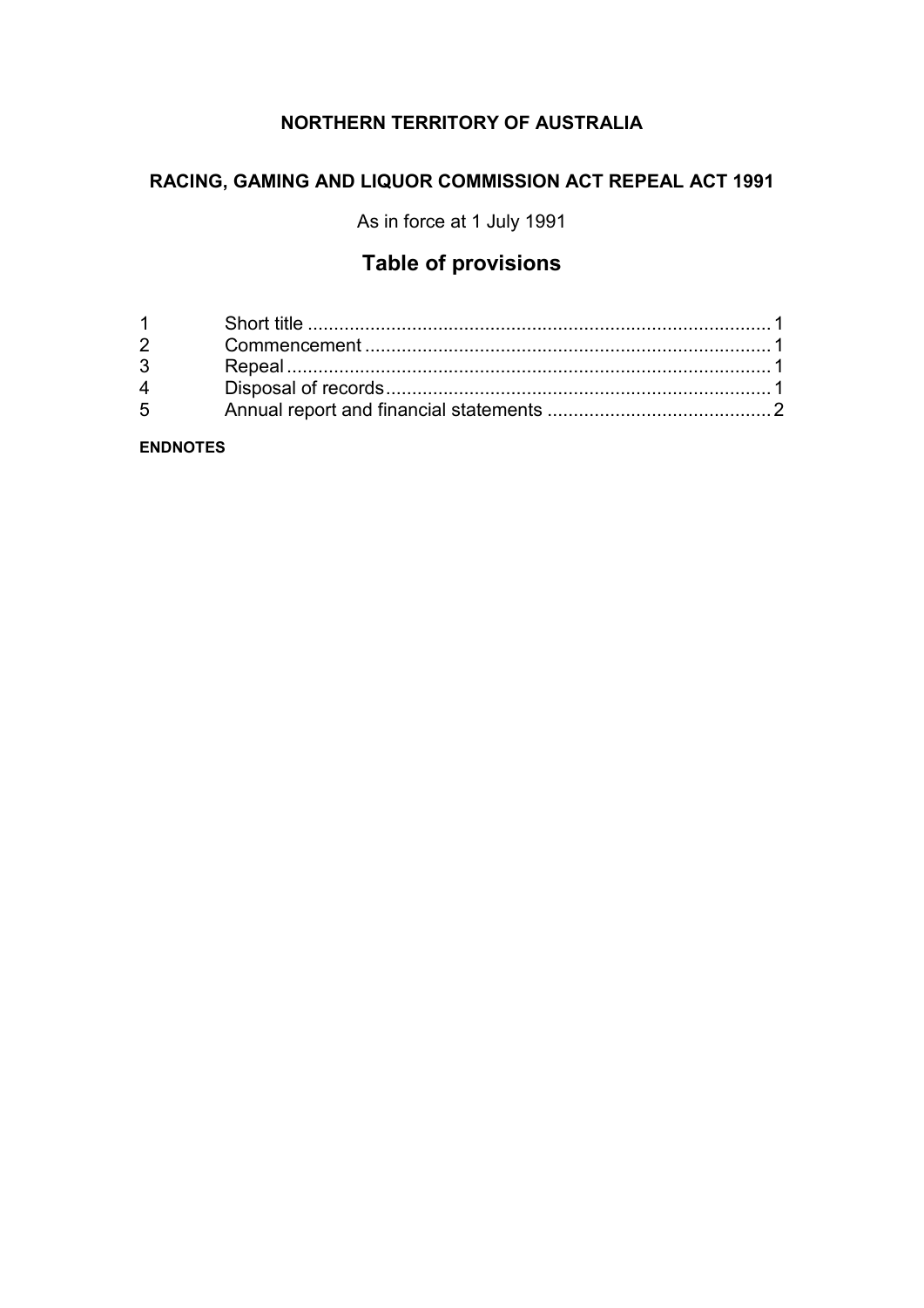**NORTHERN TERRITORY OF AUSTRALIA**

**RACING, GAMING AND LIQUOR COMMISSION ACT REPEAL ACT 1991**

As in force at 1 July 1991

# Table of provisions

| | | |
|---|---|---|
| 1 | Short title | 1 |
| 2 | Commencement | 1 |
| 3 | Repeal | 1 |
| 4 | Disposal of records | 1 |
| 5 | Annual report and financial statements | 2 |

**ENDNOTES**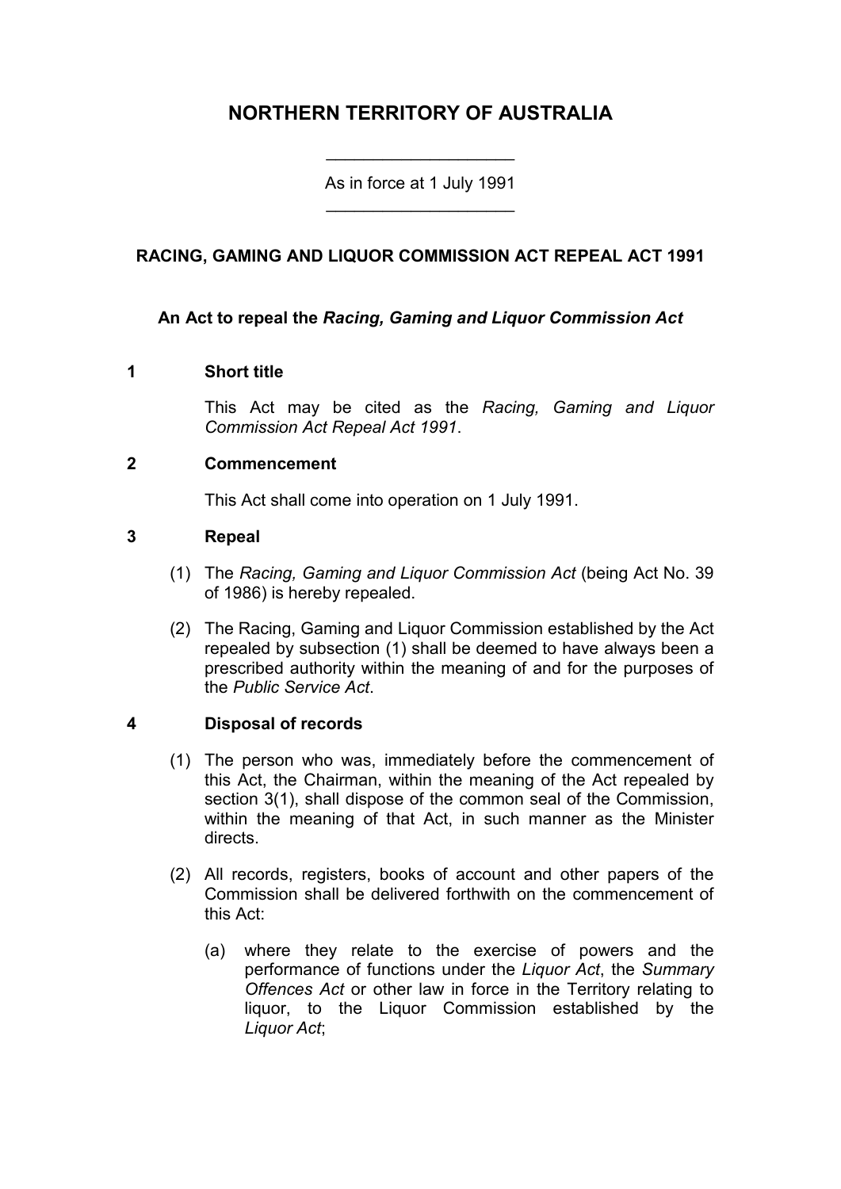# NORTHERN TERRITORY OF AUSTRALIA

As in force at 1 July 1991

## RACING, GAMING AND LIQUOR COMMISSION ACT REPEAL ACT 1991

**An Act to repeal the *Racing, Gaming and Liquor Commission Act***

### 1 Short title

This Act may be cited as the *Racing, Gaming and Liquor Commission Act Repeal Act 1991*.

### 2 Commencement

This Act shall come into operation on 1 July 1991.

### 3 Repeal

(1) The *Racing, Gaming and Liquor Commission Act* (being Act No. 39 of 1986) is hereby repealed.

(2) The Racing, Gaming and Liquor Commission established by the Act repealed by subsection (1) shall be deemed to have always been a prescribed authority within the meaning of and for the purposes of the *Public Service Act*.

### 4 Disposal of records

(1) The person who was, immediately before the commencement of this Act, the Chairman, within the meaning of the Act repealed by section 3(1), shall dispose of the common seal of the Commission, within the meaning of that Act, in such manner as the Minister directs.

(2) All records, registers, books of account and other papers of the Commission shall be delivered forthwith on the commencement of this Act:

(a) where they relate to the exercise of powers and the performance of functions under the *Liquor Act*, the *Summary Offences Act* or other law in force in the Territory relating to liquor, to the Liquor Commission established by the *Liquor Act*;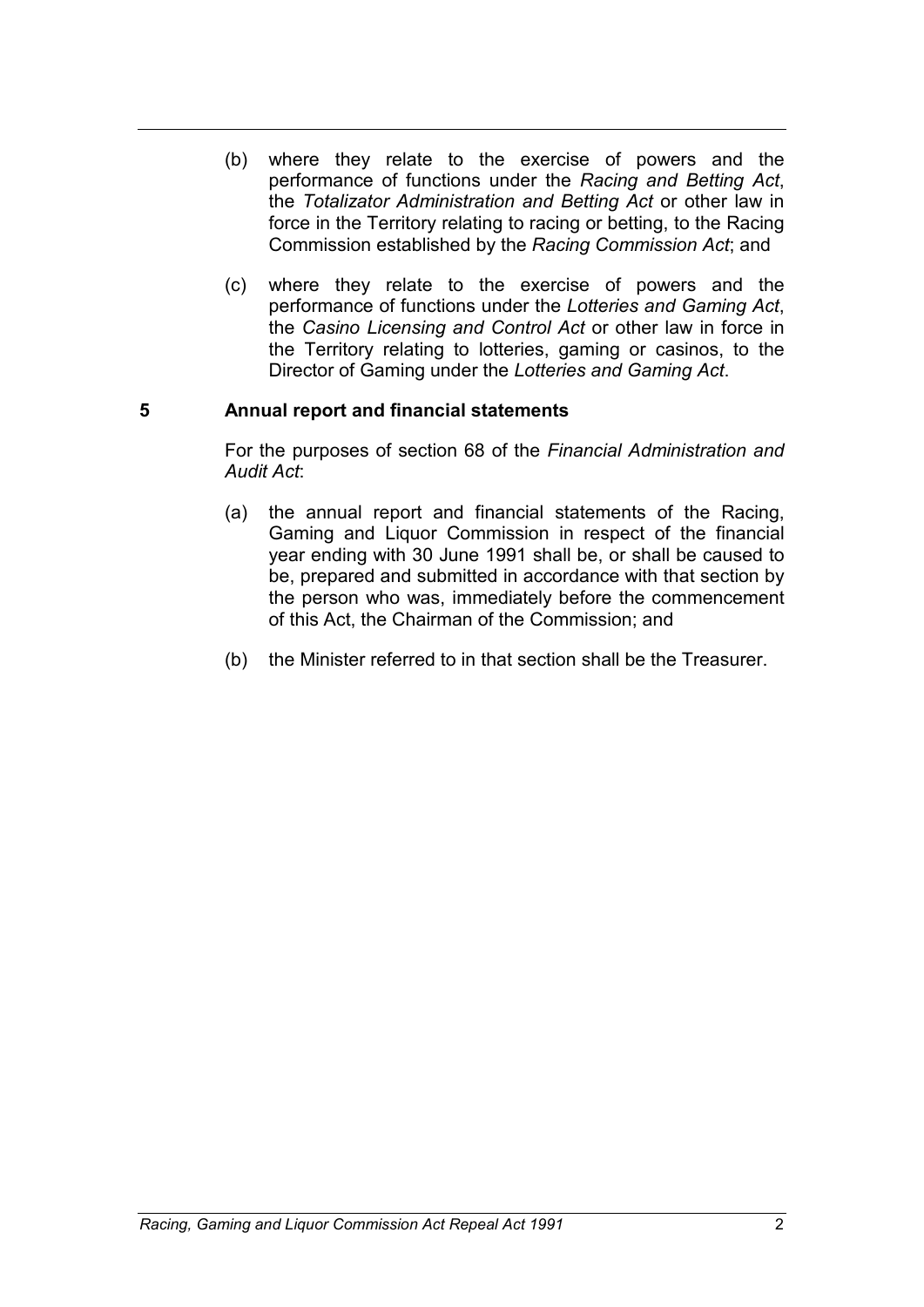(b) where they relate to the exercise of powers and the performance of functions under the *Racing and Betting Act*, the *Totalizator Administration and Betting Act* or other law in force in the Territory relating to racing or betting, to the Racing Commission established by the *Racing Commission Act*; and

(c) where they relate to the exercise of powers and the performance of functions under the *Lotteries and Gaming Act*, the *Casino Licensing and Control Act* or other law in force in the Territory relating to lotteries, gaming or casinos, to the Director of Gaming under the *Lotteries and Gaming Act*.

### 5 Annual report and financial statements

For the purposes of section 68 of the *Financial Administration and Audit Act*:

(a) the annual report and financial statements of the Racing, Gaming and Liquor Commission in respect of the financial year ending with 30 June 1991 shall be, or shall be caused to be, prepared and submitted in accordance with that section by the person who was, immediately before the commencement of this Act, the Chairman of the Commission; and

(b) the Minister referred to in that section shall be the Treasurer.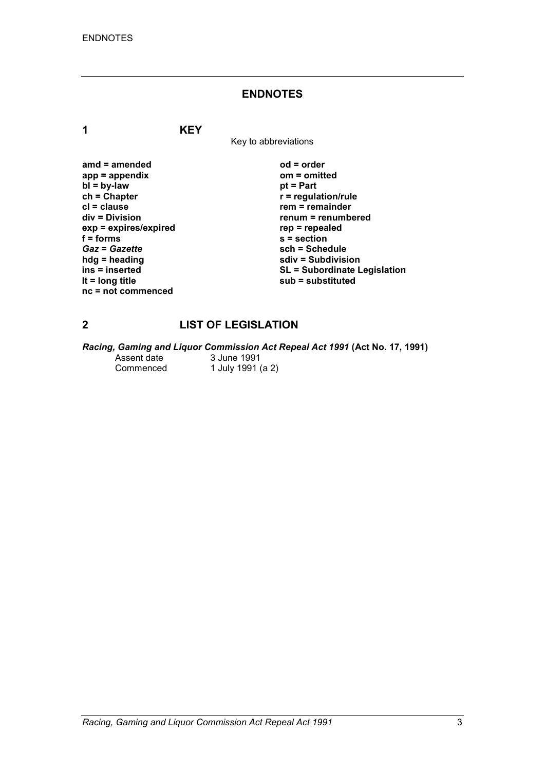## ENDNOTES

### 1 KEY

Key to abbreviations

| | |
|---|---|
| **amd = amended** | **od = order** |
| **app = appendix** | **om = omitted** |
| **bl = by-law** | **pt = Part** |
| **ch = Chapter** | **r = regulation/rule** |
| **cl = clause** | **rem = remainder** |
| **div = Division** | **renum = renumbered** |
| **exp = expires/expired** | **rep = repealed** |
| **f = forms** | **s = section** |
| ***Gaz* = *Gazette*** | **sch = Schedule** |
| **hdg = heading** | **sdiv = Subdivision** |
| **ins = inserted** | **SL = Subordinate Legislation** |
| **lt = long title** | **sub = substituted** |
| **nc = not commenced** | |

### 2 LIST OF LEGISLATION

***Racing, Gaming and Liquor Commission Act Repeal Act 1991*** **(Act No. 17, 1991)**

| | |
|---|---|
| Assent date | 3 June 1991 |
| Commenced | 1 July 1991 (a 2) |